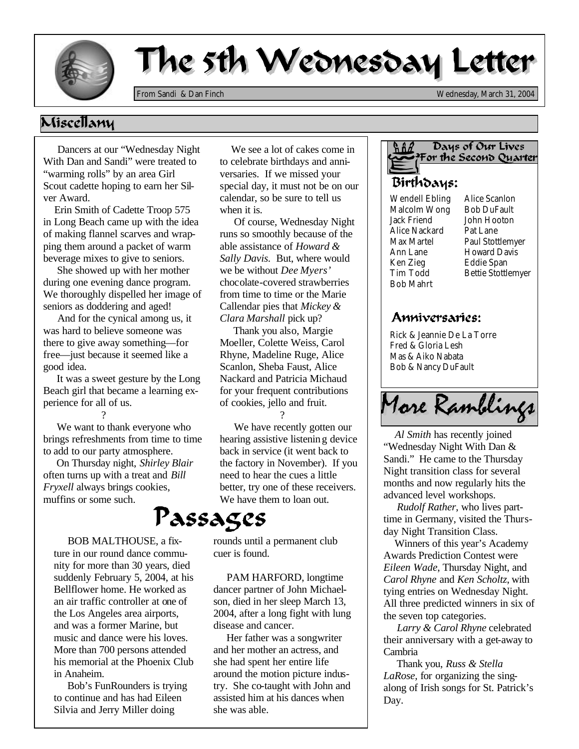# The 5th Wednesday Letter

From Sandi & Dan Finch — Wednesday, March 31, 2004

## Miscellany

Dancers at our "Wednesday Night With Dan and Sandi" were treated to "warming rolls" by an area Girl Scout cadette hoping to earn her Silver Award.

Erin Smith of Cadette Troop 575 in Long Beach came up with the idea of making flannel scarves and wrapping them around a packet of warm beverage mixes to give to seniors.

She showed up with her mother during one evening dance program. We thoroughly dispelled her image of seniors as doddering and aged!

And for the cynical among us, it was hard to believe someone was there to give away something—for free—just because it seemed like a good idea.

It was a sweet gesture by the Long Beach girl that became a learning experience for all of us.

?

We want to thank everyone who brings refreshments from time to time to add to our party atmosphere.

On Thursday night, *Shirley Blair* often turns up with a treat and *Bill Fryxell* always brings cookies, muffins or some such.

We see a lot of cakes come in to celebrate birthdays and anniversaries. If we missed your special day, it must not be on our calendar, so be sure to tell us when it is.

Of course, Wednesday Night runs so smoothly because of the able assistance of *Howard & Sally Davis.* But, where would we be without *Dee Myers'* chocolate-covered strawberries from time to time or the Marie Callendar pies that *Mickey & Clara Marshall* pick up?

Thank you also, Margie Moeller, Colette Weiss, Carol Rhyne, Madeline Ruge, Alice Scanlon, Sheba Faust, Alice Nackard and Patricia Michaud for your frequent contributions of cookies, jello and fruit.

?

We have recently gotten our hearing assistive listening device back in service (it went back to the factory in November). If you need to hear the cues a little better, try one of these receivers. We have them to loan out.

## Days of Our Lives For the Second Quarter

### Birthdays:

Wendell Ebling
Malcolm Wong
Jack Friend
Alice Nackard
Max Martel
Ann Lane
Ken Zieg
Tim Todd
Bob Mahrt
Alice Scanlon
Bob DuFault
John Hooton
Pat Lane
Paul Stottlemyer
Howard Davis
Eddie Span
Bettie Stottlemyer

### Anniversaries:

Rick & Jeannie De La Torre
Fred & Gloria Lesh
Mas & Aiko Nabata
Bob & Nancy DuFault

## Passages

BOB MALTHOUSE, a fixture in our round dance community for more than 30 years, died suddenly February 5, 2004, at his Bellflower home. He worked as an air traffic controller at one of the Los Angeles area airports, and was a former Marine, but music and dance were his loves. More than 700 persons attended his memorial at the Phoenix Club in Anaheim.

Bob's FunRounders is trying to continue and has had Eileen Silvia and Jerry Miller doing rounds until a permanent club cuer is found.

PAM HARFORD, longtime dancer partner of John Michaelson, died in her sleep March 13, 2004, after a long fight with lung disease and cancer.

Her father was a songwriter and her mother an actress, and she had spent her entire life around the motion picture industry. She co-taught with John and assisted him at his dances when she was able.

## More Ramblings

*Al Smith* has recently joined "Wednesday Night With Dan & Sandi." He came to the Thursday Night transition class for several months and now regularly hits the advanced level workshops.

*Rudolf Rather*, who lives part-time in Germany, visited the Thursday Night Transition Class.

Winners of this year's Academy Awards Prediction Contest were *Eileen Wade*, Thursday Night, and *Carol Rhyne* and *Ken Scholtz*, with tying entries on Wednesday Night. All three predicted winners in six of the seven top categories.

*Larry & Carol Rhyne* celebrated their anniversary with a get-away to Cambria

Thank you, *Russ & Stella LaRose*, for organizing the sing-along of Irish songs for St. Patrick's Day.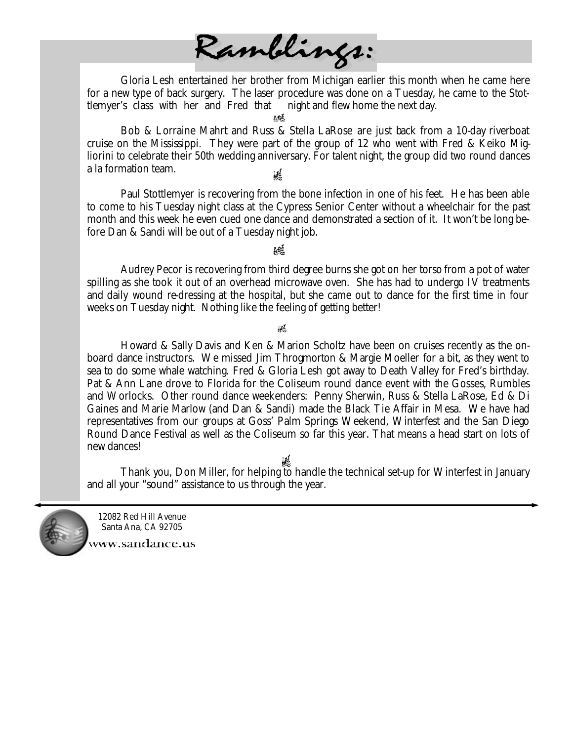# Ramblings:

Gloria Lesh entertained her brother from Michigan earlier this month when he came here for a new type of back surgery. The laser procedure was done on a Tuesday, he came to the Stottlemyer's class with her and Fred that night and flew home the next day.

Bob & Lorraine Mahrt and Russ & Stella LaRose are just back from a 10-day riverboat cruise on the Mississippi. They were part of the group of 12 who went with Fred & Keiko Migliorini to celebrate their 50th wedding anniversary. For talent night, the group did two round dances a la formation team.

Paul Stottlemyer is recovering from the bone infection in one of his feet. He has been able to come to his Tuesday night class at the Cypress Senior Center without a wheelchair for the past month and this week he even cued one dance and demonstrated a section of it. It won't be long before Dan & Sandi will be out of a Tuesday night job.

Audrey Pecor is recovering from third degree burns she got on her torso from a pot of water spilling as she took it out of an overhead microwave oven. She has had to undergo IV treatments and daily wound re-dressing at the hospital, but she came out to dance for the first time in four weeks on Tuesday night. Nothing like the feeling of getting better!

Howard & Sally Davis and Ken & Marion Scholtz have been on cruises recently as the on-board dance instructors. We missed Jim Throgmorton & Margie Moeller for a bit, as they went to sea to do some whale watching. Fred & Gloria Lesh got away to Death Valley for Fred's birthday. Pat & Ann Lane drove to Florida for the Coliseum round dance event with the Gosses, Rumbles and Worlocks. Other round dance weekenders: Penny Sherwin, Russ & Stella LaRose, Ed & Di Gaines and Marie Marlow (and Dan & Sandi) made the Black Tie Affair in Mesa. We have had representatives from our groups at Goss' Palm Springs Weekend, Winterfest and the San Diego Round Dance Festival as well as the Coliseum so far this year. That means a head start on lots of new dances!

Thank you, Don Miller, for helping to handle the technical set-up for Winterfest in January and all your "sound" assistance to us through the year.

12082 Red Hill Avenue
Santa Ana, CA 92705

www.sandance.us